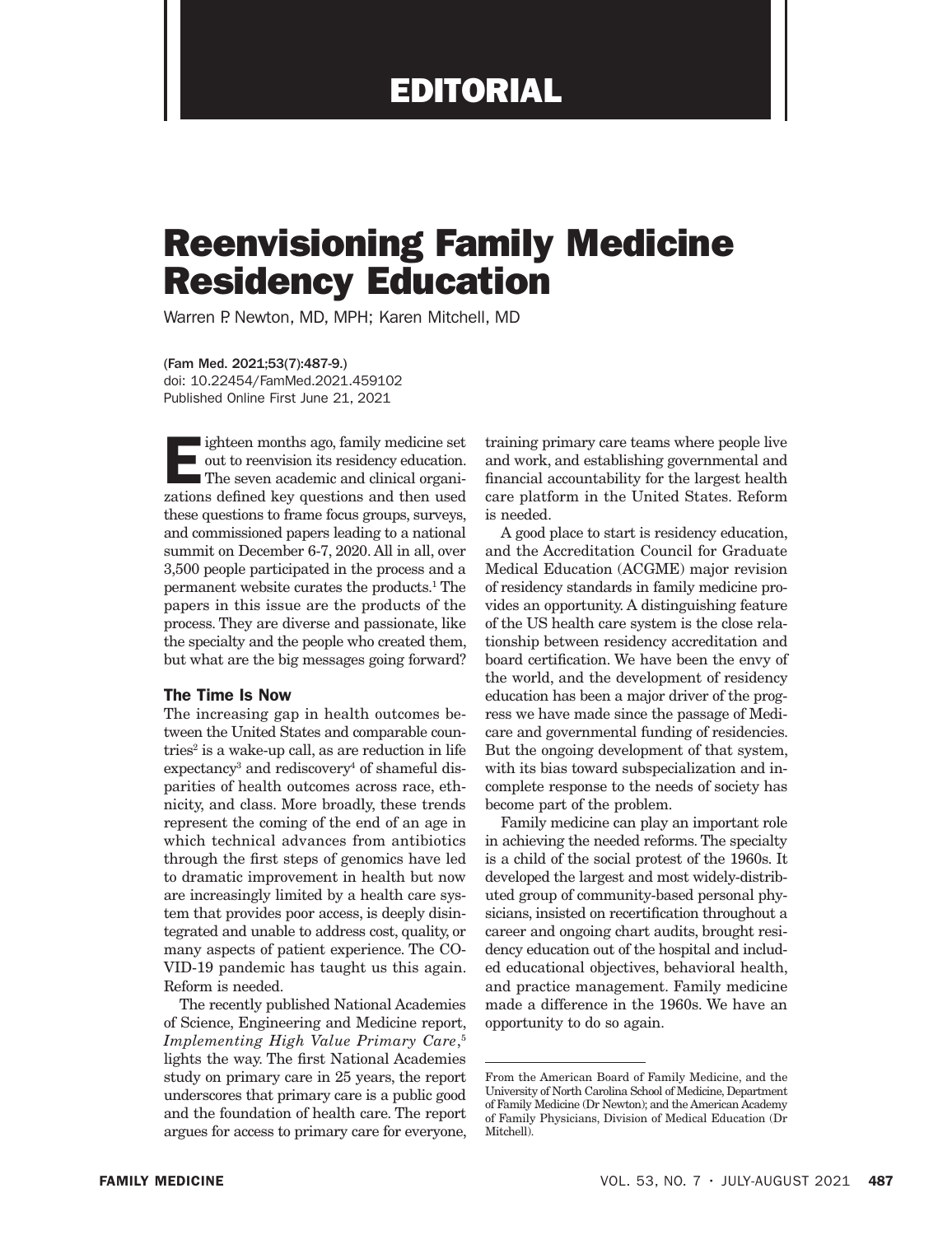EDITORIAL

# Reenvisioning Family Medicine Residency Education

Warren P. Newton, MD, MPH; Karen Mitchell, MD

(Fam Med. 2021;53(7):487-9.)
doi: 10.22454/FamMed.2021.459102
Published Online First June 21, 2021

Eighteen months ago, family medicine set out to reenvision its residency education. The seven academic and clinical organizations defined key questions and then used these questions to frame focus groups, surveys, and commissioned papers leading to a national summit on December 6-7, 2020. All in all, over 3,500 people participated in the process and a permanent website curates the products.[1] The papers in this issue are the products of the process. They are diverse and passionate, like the specialty and the people who created them, but what are the big messages going forward?

### The Time Is Now

The increasing gap in health outcomes between the United States and comparable countries[2] is a wake-up call, as are reduction in life expectancy[3] and rediscovery[4] of shameful disparities of health outcomes across race, ethnicity, and class. More broadly, these trends represent the coming of the end of an age in which technical advances from antibiotics through the first steps of genomics have led to dramatic improvement in health but now are increasingly limited by a health care system that provides poor access, is deeply disintegrated and unable to address cost, quality, or many aspects of patient experience. The COVID-19 pandemic has taught us this again. Reform is needed.

The recently published National Academies of Science, Engineering and Medicine report, *Implementing High Value Primary Care*,[5] lights the way. The first National Academies study on primary care in 25 years, the report underscores that primary care is a public good and the foundation of health care. The report argues for access to primary care for everyone, training primary care teams where people live and work, and establishing governmental and financial accountability for the largest health care platform in the United States. Reform is needed.

A good place to start is residency education, and the Accreditation Council for Graduate Medical Education (ACGME) major revision of residency standards in family medicine provides an opportunity. A distinguishing feature of the US health care system is the close relationship between residency accreditation and board certification. We have been the envy of the world, and the development of residency education has been a major driver of the progress we have made since the passage of Medicare and governmental funding of residencies. But the ongoing development of that system, with its bias toward subspecialization and incomplete response to the needs of society has become part of the problem.

Family medicine can play an important role in achieving the needed reforms. The specialty is a child of the social protest of the 1960s. It developed the largest and most widely-distributed group of community-based personal physicians, insisted on recertification throughout a career and ongoing chart audits, brought residency education out of the hospital and included educational objectives, behavioral health, and practice management. Family medicine made a difference in the 1960s. We have an opportunity to do so again.

---

From the American Board of Family Medicine, and the University of North Carolina School of Medicine, Department of Family Medicine (Dr Newton); and the American Academy of Family Physicians, Division of Medical Education (Dr Mitchell).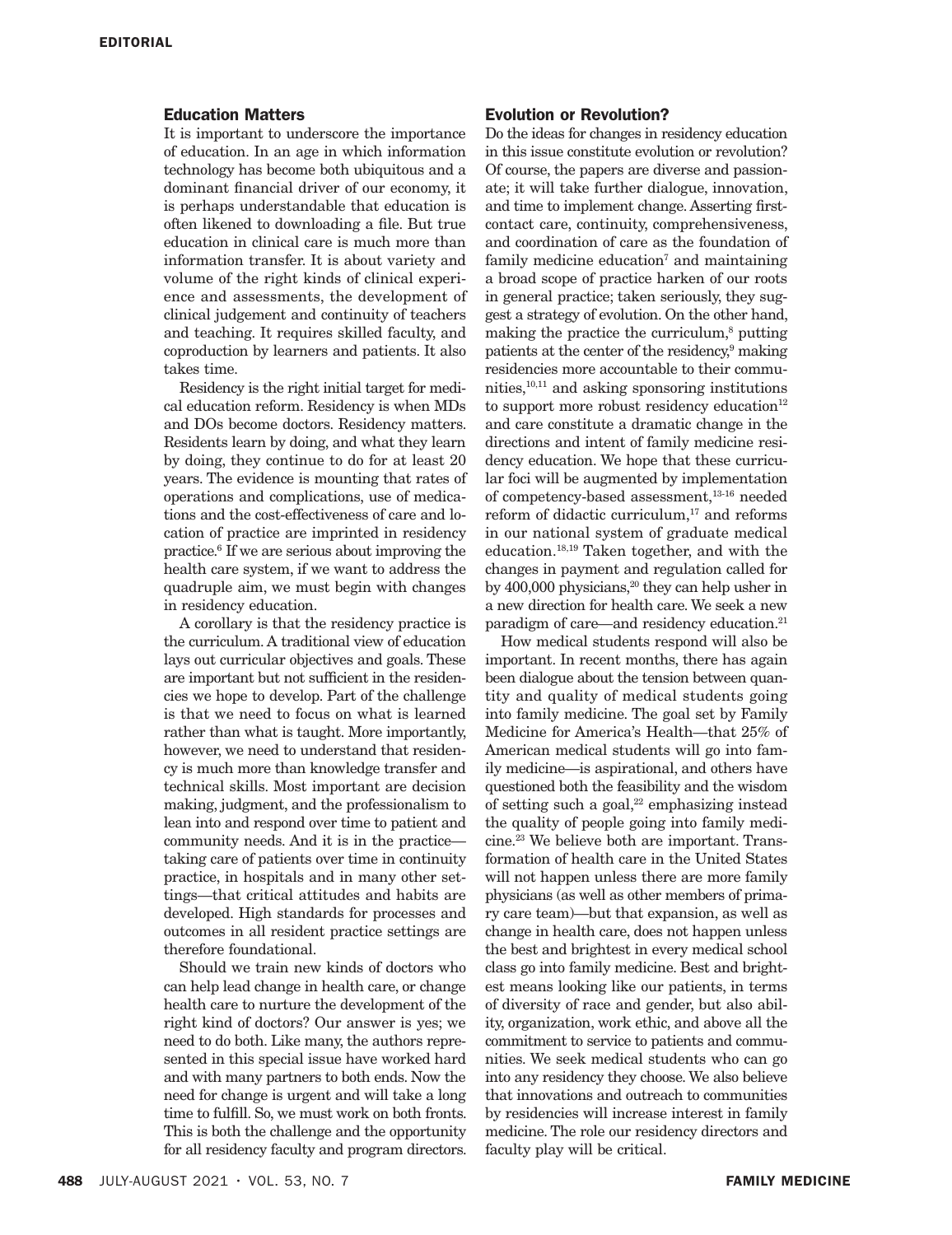## Education Matters

It is important to underscore the importance of education. In an age in which information technology has become both ubiquitous and a dominant financial driver of our economy, it is perhaps understandable that education is often likened to downloading a file. But true education in clinical care is much more than information transfer. It is about variety and volume of the right kinds of clinical experience and assessments, the development of clinical judgement and continuity of teachers and teaching. It requires skilled faculty, and coproduction by learners and patients. It also takes time.

Residency is the right initial target for medical education reform. Residency is when MDs and DOs become doctors. Residency matters. Residents learn by doing, and what they learn by doing, they continue to do for at least 20 years. The evidence is mounting that rates of operations and complications, use of medications and the cost-effectiveness of care and location of practice are imprinted in residency practice.[6] If we are serious about improving the health care system, if we want to address the quadruple aim, we must begin with changes in residency education.

A corollary is that the residency practice is the curriculum. A traditional view of education lays out curricular objectives and goals. These are important but not sufficient in the residencies we hope to develop. Part of the challenge is that we need to focus on what is learned rather than what is taught. More importantly, however, we need to understand that residency is much more than knowledge transfer and technical skills. Most important are decision making, judgment, and the professionalism to lean into and respond over time to patient and community needs. And it is in the practice—taking care of patients over time in continuity practice, in hospitals and in many other settings—that critical attitudes and habits are developed. High standards for processes and outcomes in all resident practice settings are therefore foundational.

Should we train new kinds of doctors who can help lead change in health care, or change health care to nurture the development of the right kind of doctors? Our answer is yes; we need to do both. Like many, the authors represented in this special issue have worked hard and with many partners to both ends. Now the need for change is urgent and will take a long time to fulfill. So, we must work on both fronts. This is both the challenge and the opportunity for all residency faculty and program directors.

## Evolution or Revolution?

Do the ideas for changes in residency education in this issue constitute evolution or revolution? Of course, the papers are diverse and passionate; it will take further dialogue, innovation, and time to implement change. Asserting first-contact care, continuity, comprehensiveness, and coordination of care as the foundation of family medicine education[7] and maintaining a broad scope of practice harken of our roots in general practice; taken seriously, they suggest a strategy of evolution. On the other hand, making the practice the curriculum,[8] putting patients at the center of the residency,[9] making residencies more accountable to their communities,[10,11] and asking sponsoring institutions to support more robust residency education[12] and care constitute a dramatic change in the directions and intent of family medicine residency education. We hope that these curricular foci will be augmented by implementation of competency-based assessment,[13-16] needed reform of didactic curriculum,[17] and reforms in our national system of graduate medical education.[18,19] Taken together, and with the changes in payment and regulation called for by 400,000 physicians,[20] they can help usher in a new direction for health care. We seek a new paradigm of care—and residency education.[21]

How medical students respond will also be important. In recent months, there has again been dialogue about the tension between quantity and quality of medical students going into family medicine. The goal set by Family Medicine for America's Health—that 25% of American medical students will go into family medicine—is aspirational, and others have questioned both the feasibility and the wisdom of setting such a goal,[22] emphasizing instead the quality of people going into family medicine.[23] We believe both are important. Transformation of health care in the United States will not happen unless there are more family physicians (as well as other members of primary care team)—but that expansion, as well as change in health care, does not happen unless the best and brightest in every medical school class go into family medicine. Best and brightest means looking like our patients, in terms of diversity of race and gender, but also ability, organization, work ethic, and above all the commitment to service to patients and communities. We seek medical students who can go into any residency they choose. We also believe that innovations and outreach to communities by residencies will increase interest in family medicine. The role our residency directors and faculty play will be critical.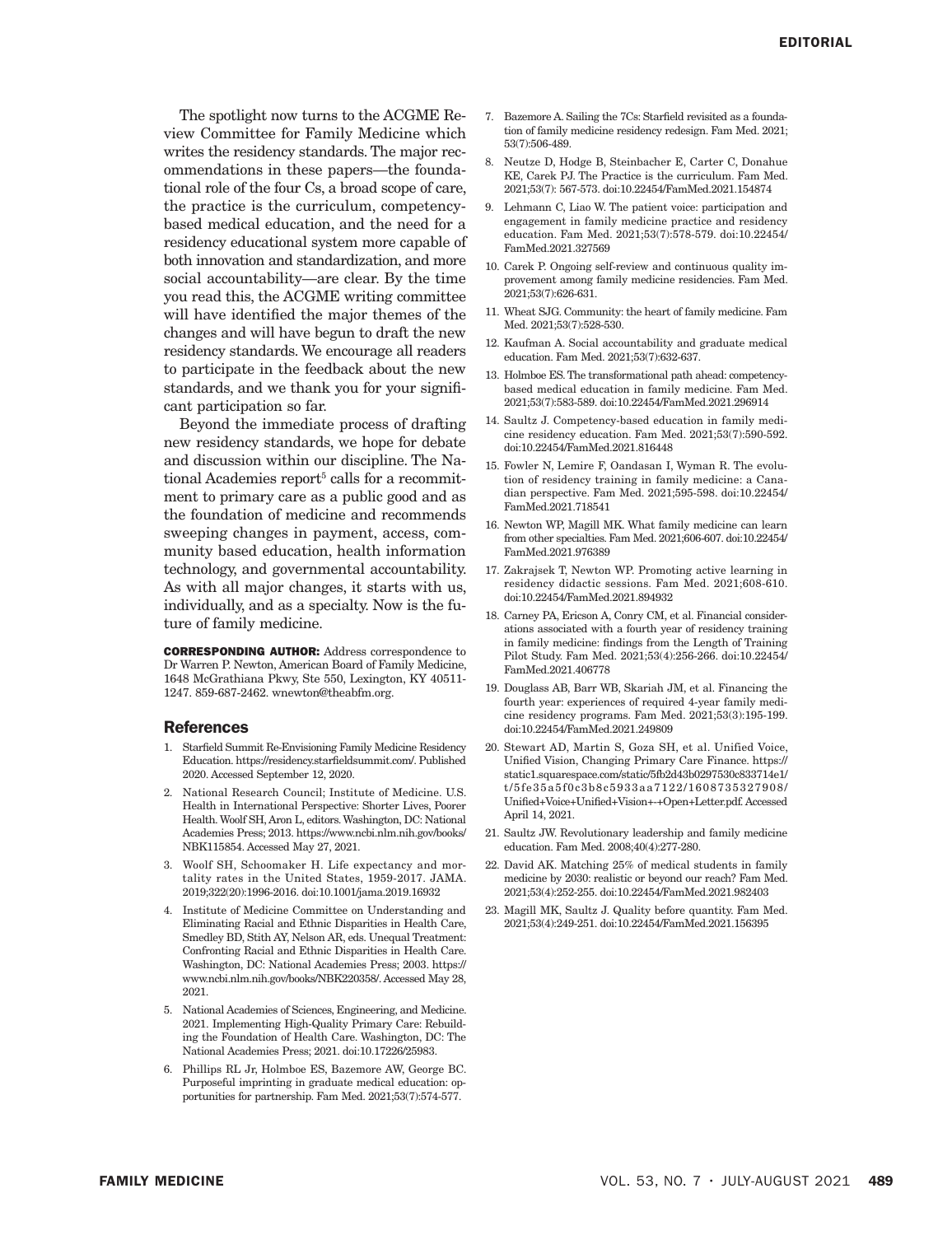The spotlight now turns to the ACGME Review Committee for Family Medicine which writes the residency standards. The major recommendations in these papers—the foundational role of the four Cs, a broad scope of care, the practice is the curriculum, competency-based medical education, and the need for a residency educational system more capable of both innovation and standardization, and more social accountability—are clear. By the time you read this, the ACGME writing committee will have identified the major themes of the changes and will have begun to draft the new residency standards. We encourage all readers to participate in the feedback about the new standards, and we thank you for your significant participation so far.

Beyond the immediate process of drafting new residency standards, we hope for debate and discussion within our discipline. The National Academies report[5] calls for a recommitment to primary care as a public good and as the foundation of medicine and recommends sweeping changes in payment, access, community based education, health information technology, and governmental accountability. As with all major changes, it starts with us, individually, and as a specialty. Now is the future of family medicine.

**CORRESPONDING AUTHOR:** Address correspondence to Dr Warren P. Newton, American Board of Family Medicine, 1648 McGrathiana Pkwy, Ste 550, Lexington, KY 40511-1247. 859-687-2462. wnewton@theabfm.org.

## References

1. Starfield Summit Re-Envisioning Family Medicine Residency Education. https://residency.starfieldsummit.com/. Published 2020. Accessed September 12, 2020.
2. National Research Council; Institute of Medicine. U.S. Health in International Perspective: Shorter Lives, Poorer Health. Woolf SH, Aron L, editors. Washington, DC: National Academies Press; 2013. https://www.ncbi.nlm.nih.gov/books/NBK115854. Accessed May 27, 2021.
3. Woolf SH, Schoomaker H. Life expectancy and mortality rates in the United States, 1959-2017. JAMA. 2019;322(20):1996-2016. doi:10.1001/jama.2019.16932
4. Institute of Medicine Committee on Understanding and Eliminating Racial and Ethnic Disparities in Health Care, Smedley BD, Stith AY, Nelson AR, eds. Unequal Treatment: Confronting Racial and Ethnic Disparities in Health Care. Washington, DC: National Academies Press; 2003. https://www.ncbi.nlm.nih.gov/books/NBK220358/. Accessed May 28, 2021.
5. National Academies of Sciences, Engineering, and Medicine. 2021. Implementing High-Quality Primary Care: Rebuilding the Foundation of Health Care. Washington, DC: The National Academies Press; 2021. doi:10.17226/25983.
6. Phillips RL Jr, Holmboe ES, Bazemore AW, George BC. Purposeful imprinting in graduate medical education: opportunities for partnership. Fam Med. 2021;53(7):574-577.
7. Bazemore A. Sailing the 7Cs: Starfield revisited as a foundation of family medicine residency redesign. Fam Med. 2021; 53(7):506-489.
8. Neutze D, Hodge B, Steinbacher E, Carter C, Donahue KE, Carek PJ. The Practice is the curriculum. Fam Med. 2021;53(7): 567-573. doi:10.22454/FamMed.2021.154874
9. Lehmann C, Liao W. The patient voice: participation and engagement in family medicine practice and residency education. Fam Med. 2021;53(7):578-579. doi:10.22454/FamMed.2021.327569
10. Carek P. Ongoing self-review and continuous quality improvement among family medicine residencies. Fam Med. 2021;53(7):626-631.
11. Wheat SJG. Community: the heart of family medicine. Fam Med. 2021;53(7):528-530.
12. Kaufman A. Social accountability and graduate medical education. Fam Med. 2021;53(7):632-637.
13. Holmboe ES. The transformational path ahead: competency-based medical education in family medicine. Fam Med. 2021;53(7):583-589. doi:10.22454/FamMed.2021.296914
14. Saultz J. Competency-based education in family medicine residency education. Fam Med. 2021;53(7):590-592. doi:10.22454/FamMed.2021.816448
15. Fowler N, Lemire F, Oandasan I, Wyman R. The evolution of residency training in family medicine: a Canadian perspective. Fam Med. 2021;595-598. doi:10.22454/FamMed.2021.718541
16. Newton WP, Magill MK. What family medicine can learn from other specialties. Fam Med. 2021;606-607. doi:10.22454/FamMed.2021.976389
17. Zakrajsek T, Newton WP. Promoting active learning in residency didactic sessions. Fam Med. 2021;608-610. doi:10.22454/FamMed.2021.894932
18. Carney PA, Ericson A, Conry CM, et al. Financial considerations associated with a fourth year of residency training in family medicine: findings from the Length of Training Pilot Study. Fam Med. 2021;53(4):256-266. doi:10.22454/FamMed.2021.406778
19. Douglass AB, Barr WB, Skariah JM, et al. Financing the fourth year: experiences of required 4-year family medicine residency programs. Fam Med. 2021;53(3):195-199. doi:10.22454/FamMed.2021.249809
20. Stewart AD, Martin S, Goza SH, et al. Unified Voice, Unified Vision, Changing Primary Care Finance. https://static1.squarespace.com/static/5fb2d43b0297530c833714e1/t/5fe35a5f0c3b8c5933aa7122/1608735327908/Unified+Voice+Unified+Vision+-+Open+Letter.pdf. Accessed April 14, 2021.
21. Saultz JW. Revolutionary leadership and family medicine education. Fam Med. 2008;40(4):277-280.
22. David AK. Matching 25% of medical students in family medicine by 2030: realistic or beyond our reach? Fam Med. 2021;53(4):252-255. doi:10.22454/FamMed.2021.982403
23. Magill MK, Saultz J. Quality before quantity. Fam Med. 2021;53(4):249-251. doi:10.22454/FamMed.2021.156395